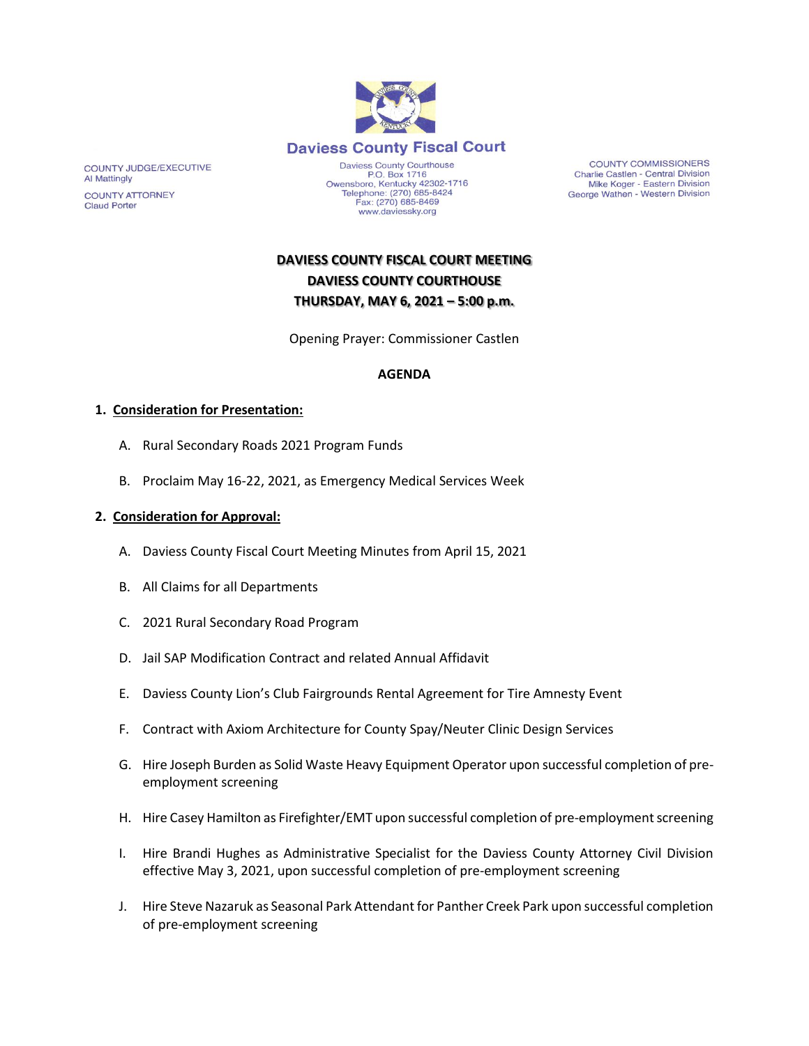# Daviess County Fiscal Court

COUNTY JUDGE/EXECUTIVE
Al Mattingly

COUNTY ATTORNEY
Claud Porter

Daviess County Courthouse
P.O. Box 1716
Owensboro, Kentucky 42302-1716
Telephone: (270) 685-8424
Fax: (270) 685-8469
www.daviessky.org

COUNTY COMMISSIONERS
Charlie Castlen - Central Division
Mike Koger - Eastern Division
George Wathen - Western Division

**DAVIESS COUNTY FISCAL COURT MEETING**
**DAVIESS COUNTY COURTHOUSE**
**THURSDAY, MAY 6, 2021 – 5:00 p.m.**

Opening Prayer: Commissioner Castlen

**AGENDA**

1. **Consideration for Presentation:**

   A. Rural Secondary Roads 2021 Program Funds

   B. Proclaim May 16-22, 2021, as Emergency Medical Services Week

2. **Consideration for Approval:**

   A. Daviess County Fiscal Court Meeting Minutes from April 15, 2021

   B. All Claims for all Departments

   C. 2021 Rural Secondary Road Program

   D. Jail SAP Modification Contract and related Annual Affidavit

   E. Daviess County Lion's Club Fairgrounds Rental Agreement for Tire Amnesty Event

   F. Contract with Axiom Architecture for County Spay/Neuter Clinic Design Services

   G. Hire Joseph Burden as Solid Waste Heavy Equipment Operator upon successful completion of pre-employment screening

   H. Hire Casey Hamilton as Firefighter/EMT upon successful completion of pre-employment screening

   I. Hire Brandi Hughes as Administrative Specialist for the Daviess County Attorney Civil Division effective May 3, 2021, upon successful completion of pre-employment screening

   J. Hire Steve Nazaruk as Seasonal Park Attendant for Panther Creek Park upon successful completion of pre-employment screening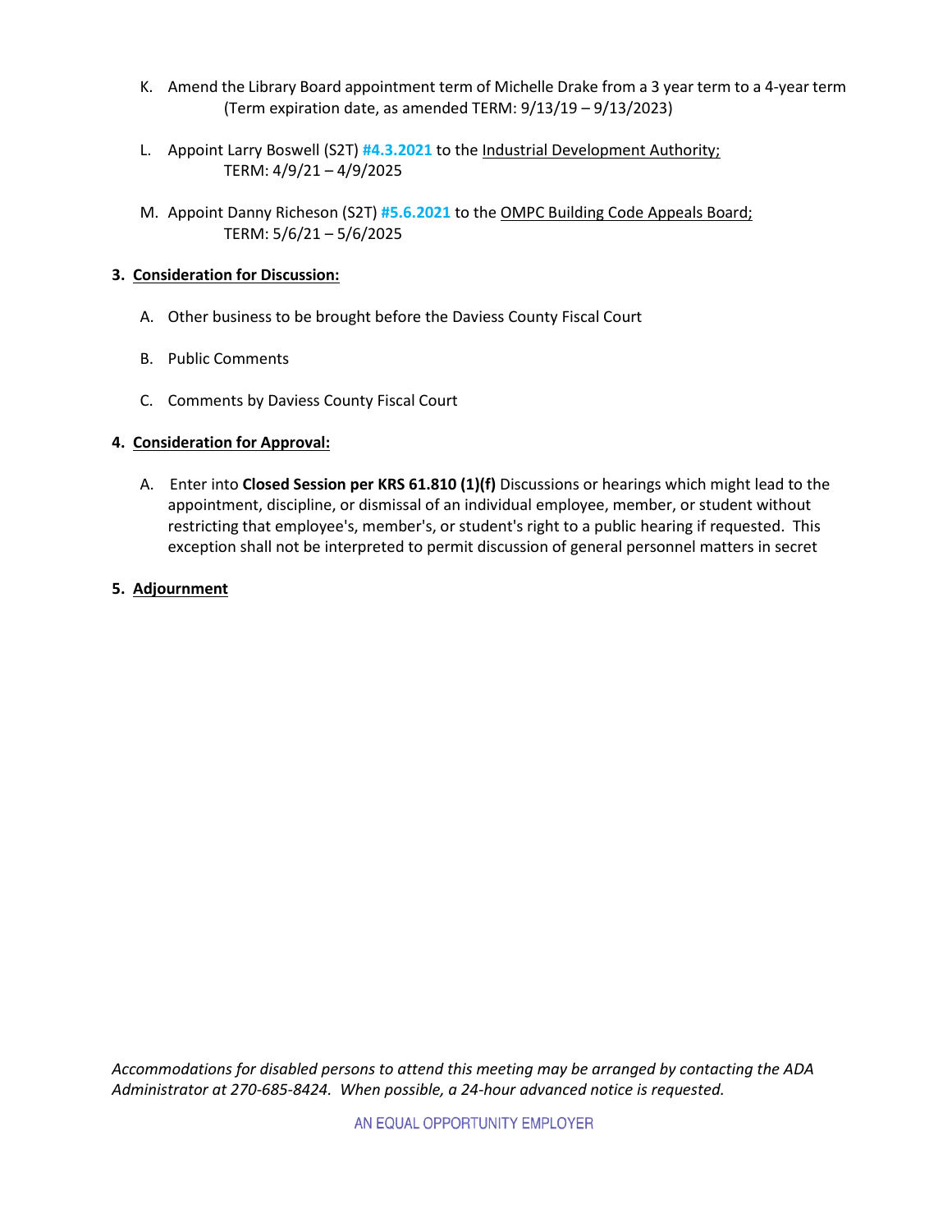K. Amend the Library Board appointment term of Michelle Drake from a 3 year term to a 4-year term
   (Term expiration date, as amended TERM: 9/13/19 – 9/13/2023)

L. Appoint Larry Boswell (S2T) **#4.3.2021** to the Industrial Development Authority;
   TERM: 4/9/21 – 4/9/2025

M. Appoint Danny Richeson (S2T) **#5.6.2021** to the OMPC Building Code Appeals Board;
   TERM: 5/6/21 – 5/6/2025

**3. Consideration for Discussion:**

A. Other business to be brought before the Daviess County Fiscal Court

B. Public Comments

C. Comments by Daviess County Fiscal Court

**4. Consideration for Approval:**

A. Enter into **Closed Session per KRS 61.810 (1)(f)** Discussions or hearings which might lead to the appointment, discipline, or dismissal of an individual employee, member, or student without restricting that employee's, member's, or student's right to a public hearing if requested. This exception shall not be interpreted to permit discussion of general personnel matters in secret

**5. Adjournment**

*Accommodations for disabled persons to attend this meeting may be arranged by contacting the ADA Administrator at 270-685-8424. When possible, a 24-hour advanced notice is requested.*

AN EQUAL OPPORTUNITY EMPLOYER